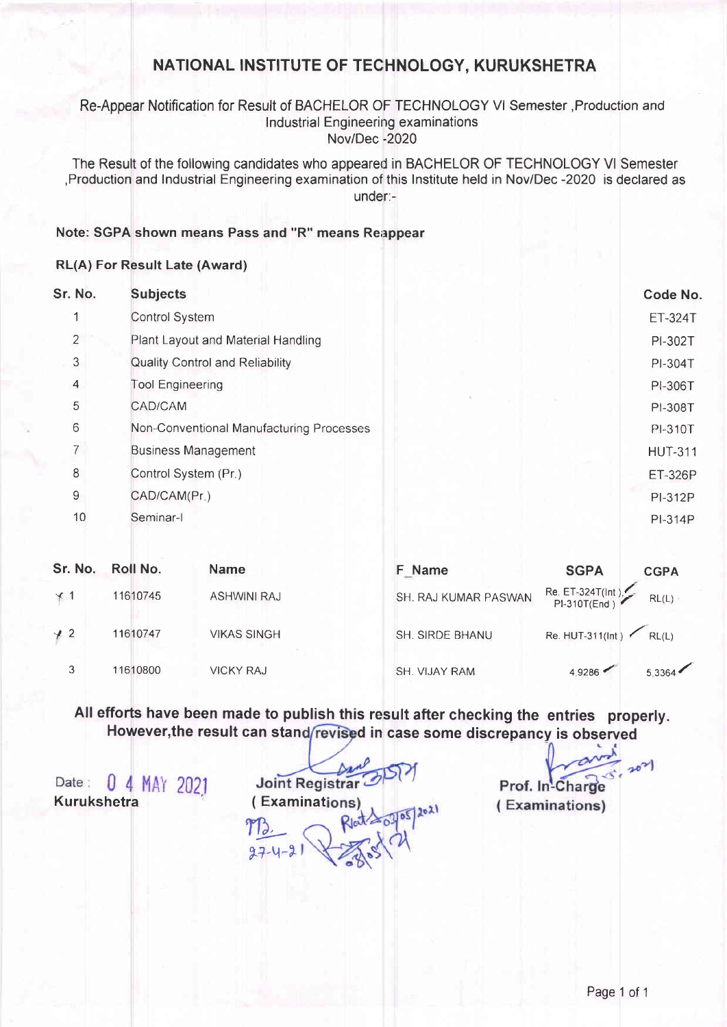# NATIONAL INSTITUTE OF TECHNOLOGY, KURUKSHETRA

Re-Appear Notification for Result of BACHELOR OF TECHNOLOGY VI Semester ,Production and Industrial Engineering examinations
Nov/Dec -2020

The Result of the following candidates who appeared in BACHELOR OF TECHNOLOGY VI Semester ,Production and Industrial Engineering examination of this Institute held in Nov/Dec -2020 is declared as under:-

**Note: SGPA shown means Pass and "R" means Reappear**

**RL(A) For Result Late (Award)**

| Sr. No. | Subjects | Code No. |
|---|---|---|
| 1 | Control System | ET-324T |
| 2 | Plant Layout and Material Handling | PI-302T |
| 3 | Quality Control and Reliability | PI-304T |
| 4 | Tool Engineering | PI-306T |
| 5 | CAD/CAM | PI-308T |
| 6 | Non-Conventional Manufacturing Processes | PI-310T |
| 7 | Business Management | HUT-311 |
| 8 | Control System (Pr.) | ET-326P |
| 9 | CAD/CAM(Pr.) | PI-312P |
| 10 | Seminar-I | PI-314P |

| Sr. No. | Roll No. | Name | F_Name | SGPA | CGPA |
|---|---|---|---|---|---|
| 1 | 11610745 | ASHWINI RAJ | SH. RAJ KUMAR PASWAN | Re. ET-324T(Int ), PI-310T(End ) | RL(L) |
| 2 | 11610747 | VIKAS SINGH | SH. SIRDE BHANU | Re. HUT-311(Int ) | RL(L) |
| 3 | 11610800 | VICKY RAJ | SH. VIJAY RAM | 4.9286 | 5.3364 |

**All efforts have been made to publish this result after checking the entries properly. However,the result can stand revised in case some discrepancy is observed**

Date : 04 MAY 2021
**Kurukshetra**

**Joint Registrar**
**( Examinations)**

**Prof. In-Charge**
**( Examinations)**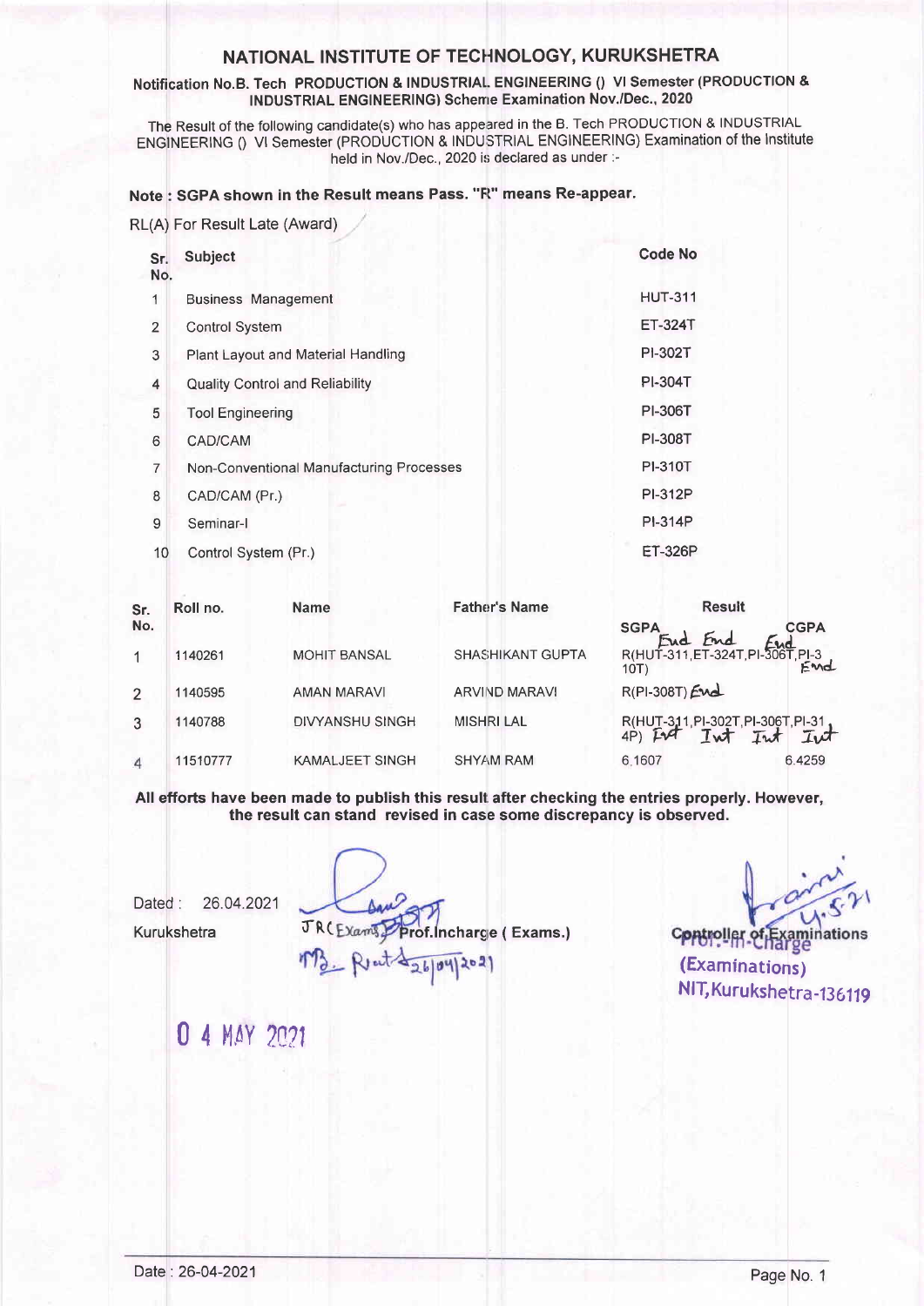# NATIONAL INSTITUTE OF TECHNOLOGY, KURUKSHETRA

**Notification No.B. Tech PRODUCTION & INDUSTRIAL ENGINEERING () VI Semester (PRODUCTION & INDUSTRIAL ENGINEERING) Scheme Examination Nov./Dec., 2020**

The Result of the following candidate(s) who has appeared in the B. Tech PRODUCTION & INDUSTRIAL ENGINEERING () VI Semester (PRODUCTION & INDUSTRIAL ENGINEERING) Examination of the Institute held in Nov./Dec., 2020 is declared as under :-

**Note : SGPA shown in the Result means Pass. "R" means Re-appear.**

RL(A) For Result Late (Award)

| Sr. No. | Subject | Code No |
|---|---|---|
| 1 | Business Management | HUT-311 |
| 2 | Control System | ET-324T |
| 3 | Plant Layout and Material Handling | PI-302T |
| 4 | Quality Control and Reliability | PI-304T |
| 5 | Tool Engineering | PI-306T |
| 6 | CAD/CAM | PI-308T |
| 7 | Non-Conventional Manufacturing Processes | PI-310T |
| 8 | CAD/CAM (Pr.) | PI-312P |
| 9 | Seminar-I | PI-314P |
| 10 | Control System (Pr.) | ET-326P |

| Sr. No. | Roll no. | Name | Father's Name | Result SGPA | CGPA |
|---|---|---|---|---|---|
| 1 | 1140261 | MOHIT BANSAL | SHASHIKANT GUPTA | R(HUT-311,ET-324T,PI-306T,PI-310T) End End End End | |
| 2 | 1140595 | AMAN MARAVI | ARVIND MARAVI | R(PI-308T) End | |
| 3 | 1140788 | DIVYANSHU SINGH | MISHRI LAL | R(HUT-311,PI-302T,PI-306T,PI-314P) Int Int Int Int | |
| 4 | 11510777 | KAMALJEET SINGH | SHYAM RAM | 6.1607 | 6.4259 |

**All efforts have been made to publish this result after checking the entries properly. However, the result can stand revised in case some discrepancy is observed.**

Dated : 26.04.2021

Kurukshetra

JRC (Exams) Prof.Incharge ( Exams.)

26/04/2021

Controller of Examinations

Prof.-in-Charge (Examinations) NIT, Kurukshetra-136119

4.5.21

04 MAY 2021

Date : 26-04-2021